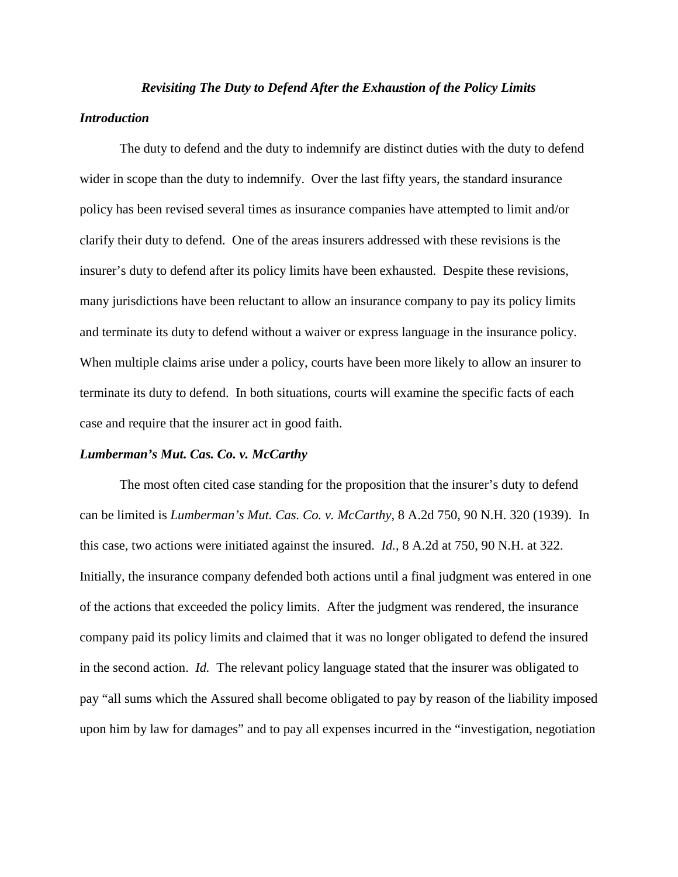# *Revisiting The Duty to Defend After the Exhaustion of the Policy Limits*

## *Introduction*

The duty to defend and the duty to indemnify are distinct duties with the duty to defend wider in scope than the duty to indemnify. Over the last fifty years, the standard insurance policy has been revised several times as insurance companies have attempted to limit and/or clarify their duty to defend. One of the areas insurers addressed with these revisions is the insurer's duty to defend after its policy limits have been exhausted. Despite these revisions, many jurisdictions have been reluctant to allow an insurance company to pay its policy limits and terminate its duty to defend without a waiver or express language in the insurance policy. When multiple claims arise under a policy, courts have been more likely to allow an insurer to terminate its duty to defend. In both situations, courts will examine the specific facts of each case and require that the insurer act in good faith.

## *Lumberman's Mut. Cas. Co. v. McCarthy*

The most often cited case standing for the proposition that the insurer's duty to defend can be limited is *Lumberman's Mut. Cas. Co. v. McCarthy*, 8 A.2d 750, 90 N.H. 320 (1939). In this case, two actions were initiated against the insured. *Id.*, 8 A.2d at 750, 90 N.H. at 322. Initially, the insurance company defended both actions until a final judgment was entered in one of the actions that exceeded the policy limits. After the judgment was rendered, the insurance company paid its policy limits and claimed that it was no longer obligated to defend the insured in the second action. *Id.* The relevant policy language stated that the insurer was obligated to pay "all sums which the Assured shall become obligated to pay by reason of the liability imposed upon him by law for damages" and to pay all expenses incurred in the "investigation, negotiation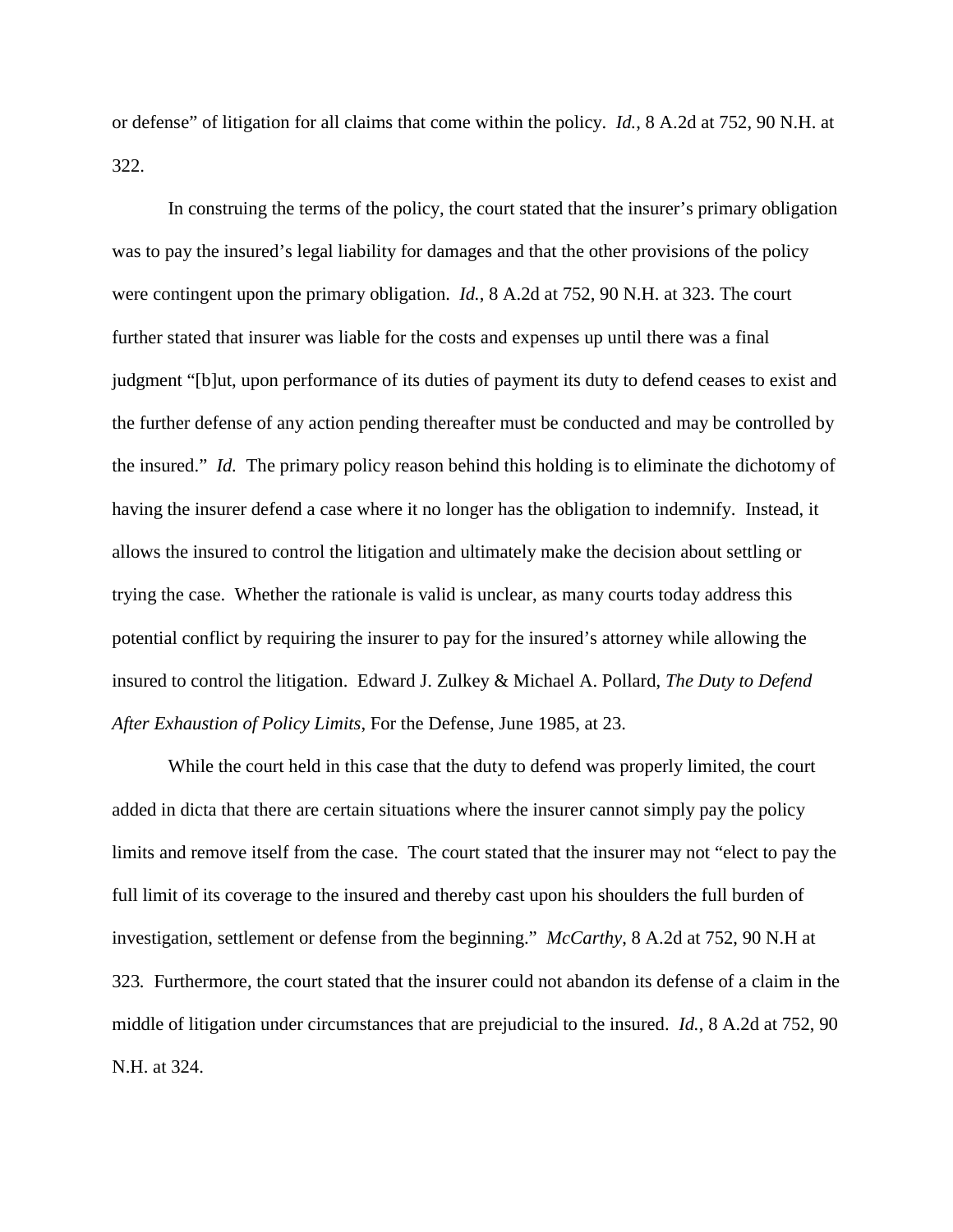or defense" of litigation for all claims that come within the policy. *Id.*, 8 A.2d at 752, 90 N.H. at 322.

In construing the terms of the policy, the court stated that the insurer's primary obligation was to pay the insured's legal liability for damages and that the other provisions of the policy were contingent upon the primary obligation. *Id.*, 8 A.2d at 752, 90 N.H. at 323. The court further stated that insurer was liable for the costs and expenses up until there was a final judgment "[b]ut, upon performance of its duties of payment its duty to defend ceases to exist and the further defense of any action pending thereafter must be conducted and may be controlled by the insured." *Id.* The primary policy reason behind this holding is to eliminate the dichotomy of having the insurer defend a case where it no longer has the obligation to indemnify. Instead, it allows the insured to control the litigation and ultimately make the decision about settling or trying the case. Whether the rationale is valid is unclear, as many courts today address this potential conflict by requiring the insurer to pay for the insured's attorney while allowing the insured to control the litigation. Edward J. Zulkey & Michael A. Pollard, *The Duty to Defend After Exhaustion of Policy Limits*, For the Defense, June 1985, at 23.

While the court held in this case that the duty to defend was properly limited, the court added in dicta that there are certain situations where the insurer cannot simply pay the policy limits and remove itself from the case. The court stated that the insurer may not "elect to pay the full limit of its coverage to the insured and thereby cast upon his shoulders the full burden of investigation, settlement or defense from the beginning." *McCarthy,* 8 A.2d at 752, 90 N.H at 323*.* Furthermore, the court stated that the insurer could not abandon its defense of a claim in the middle of litigation under circumstances that are prejudicial to the insured. *Id.*, 8 A.2d at 752, 90 N.H. at 324.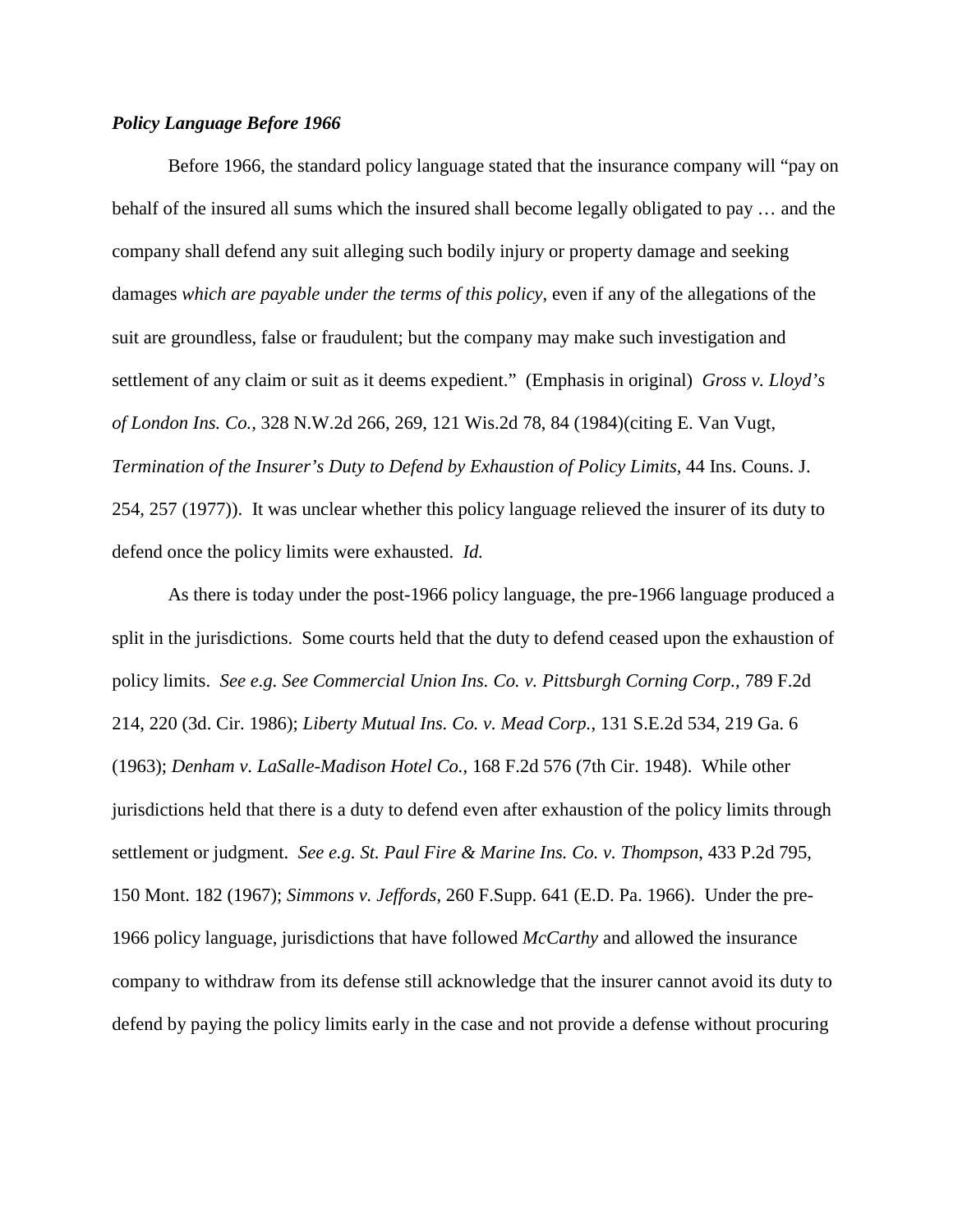***Policy Language Before 1966***

Before 1966, the standard policy language stated that the insurance company will "pay on behalf of the insured all sums which the insured shall become legally obligated to pay … and the company shall defend any suit alleging such bodily injury or property damage and seeking damages *which are payable under the terms of this policy*, even if any of the allegations of the suit are groundless, false or fraudulent; but the company may make such investigation and settlement of any claim or suit as it deems expedient." (Emphasis in original) *Gross v. Lloyd's of London Ins. Co.*, 328 N.W.2d 266, 269, 121 Wis.2d 78, 84 (1984)(citing E. Van Vugt, *Termination of the Insurer's Duty to Defend by Exhaustion of Policy Limits*, 44 Ins. Couns. J. 254, 257 (1977)). It was unclear whether this policy language relieved the insurer of its duty to defend once the policy limits were exhausted. *Id.*

As there is today under the post-1966 policy language, the pre-1966 language produced a split in the jurisdictions. Some courts held that the duty to defend ceased upon the exhaustion of policy limits. *See e.g. See Commercial Union Ins. Co. v. Pittsburgh Corning Corp.*, 789 F.2d 214, 220 (3d. Cir. 1986); *Liberty Mutual Ins. Co. v. Mead Corp.*, 131 S.E.2d 534, 219 Ga. 6 (1963); *Denham v. LaSalle-Madison Hotel Co.*, 168 F.2d 576 (7th Cir. 1948). While other jurisdictions held that there is a duty to defend even after exhaustion of the policy limits through settlement or judgment. *See e.g. St. Paul Fire & Marine Ins. Co. v. Thompson*, 433 P.2d 795, 150 Mont. 182 (1967); *Simmons v. Jeffords*, 260 F.Supp. 641 (E.D. Pa. 1966). Under the pre-1966 policy language, jurisdictions that have followed *McCarthy* and allowed the insurance company to withdraw from its defense still acknowledge that the insurer cannot avoid its duty to defend by paying the policy limits early in the case and not provide a defense without procuring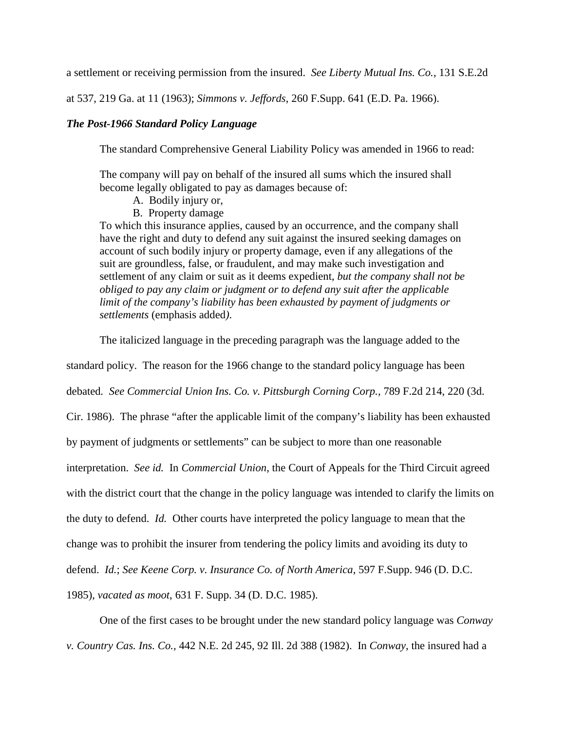a settlement or receiving permission from the insured. *See Liberty Mutual Ins. Co.*, 131 S.E.2d at 537, 219 Ga. at 11 (1963); *Simmons v. Jeffords*, 260 F.Supp. 641 (E.D. Pa. 1966).

***The Post-1966 Standard Policy Language***

The standard Comprehensive General Liability Policy was amended in 1966 to read:

> The company will pay on behalf of the insured all sums which the insured shall become legally obligated to pay as damages because of:
>
> A. Bodily injury or,
>
> B. Property damage
>
> To which this insurance applies, caused by an occurrence, and the company shall have the right and duty to defend any suit against the insured seeking damages on account of such bodily injury or property damage, even if any allegations of the suit are groundless, false, or fraudulent, and may make such investigation and settlement of any claim or suit as it deems expedient, *but the company shall not be obliged to pay any claim or judgment or to defend any suit after the applicable limit of the company's liability has been exhausted by payment of judgments or settlements* (emphasis added).

The italicized language in the preceding paragraph was the language added to the standard policy. The reason for the 1966 change to the standard policy language has been debated. *See Commercial Union Ins. Co. v. Pittsburgh Corning Corp.*, 789 F.2d 214, 220 (3d. Cir. 1986). The phrase "after the applicable limit of the company's liability has been exhausted by payment of judgments or settlements" can be subject to more than one reasonable interpretation. *See id.* In *Commercial Union*, the Court of Appeals for the Third Circuit agreed with the district court that the change in the policy language was intended to clarify the limits on the duty to defend. *Id.* Other courts have interpreted the policy language to mean that the change was to prohibit the insurer from tendering the policy limits and avoiding its duty to defend. *Id.*; *See Keene Corp. v. Insurance Co. of North America*, 597 F.Supp. 946 (D. D.C. 1985), *vacated as moot*, 631 F. Supp. 34 (D. D.C. 1985).

One of the first cases to be brought under the new standard policy language was *Conway v. Country Cas. Ins. Co.*, 442 N.E. 2d 245, 92 Ill. 2d 388 (1982). In *Conway*, the insured had a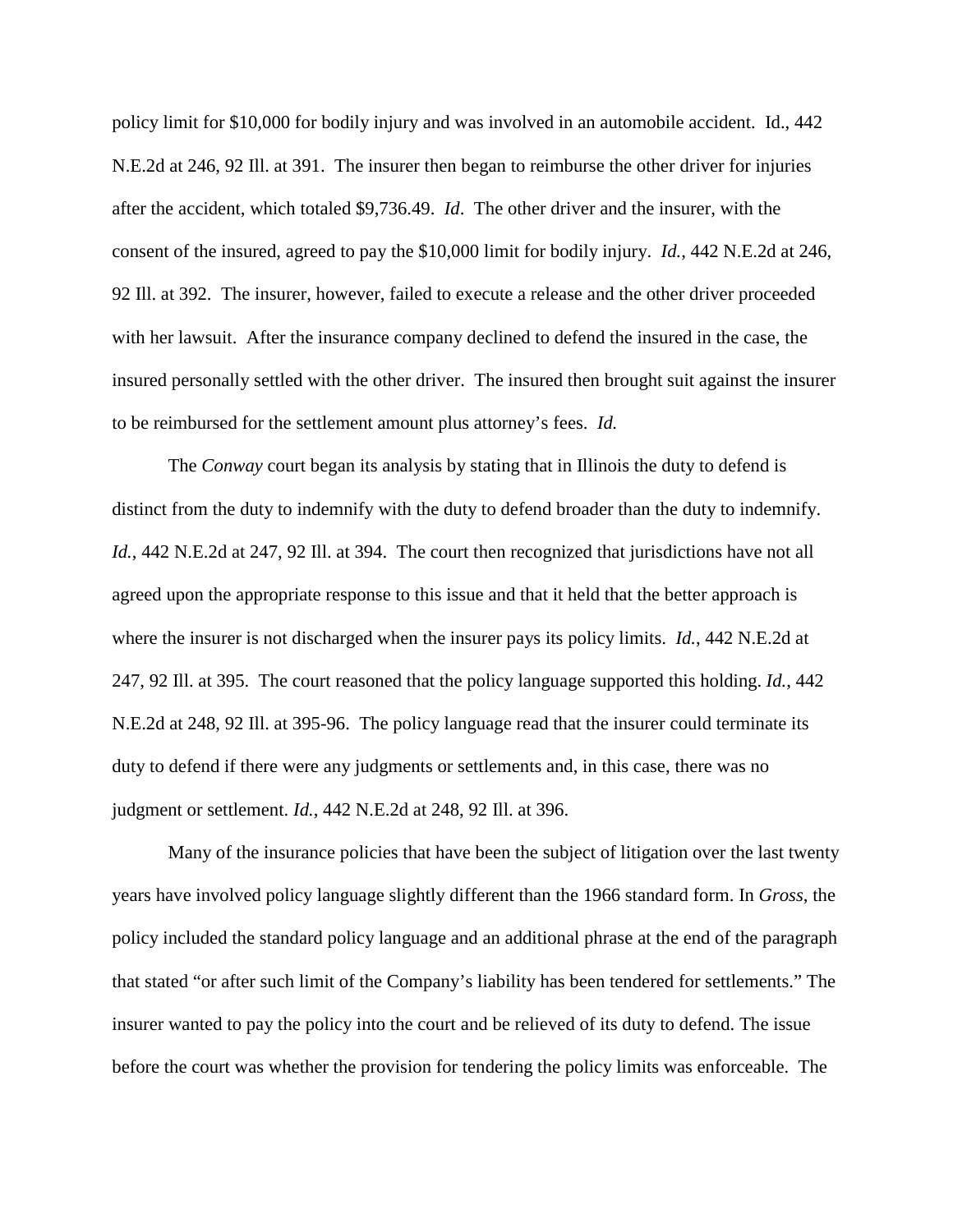policy limit for $10,000 for bodily injury and was involved in an automobile accident. Id., 442 N.E.2d at 246, 92 Ill. at 391. The insurer then began to reimburse the other driver for injuries after the accident, which totaled $9,736.49. *Id*. The other driver and the insurer, with the consent of the insured, agreed to pay the $10,000 limit for bodily injury. *Id.*, 442 N.E.2d at 246, 92 Ill. at 392. The insurer, however, failed to execute a release and the other driver proceeded with her lawsuit. After the insurance company declined to defend the insured in the case, the insured personally settled with the other driver. The insured then brought suit against the insurer to be reimbursed for the settlement amount plus attorney's fees. *Id.*

The *Conway* court began its analysis by stating that in Illinois the duty to defend is distinct from the duty to indemnify with the duty to defend broader than the duty to indemnify. *Id.*, 442 N.E.2d at 247, 92 Ill. at 394. The court then recognized that jurisdictions have not all agreed upon the appropriate response to this issue and that it held that the better approach is where the insurer is not discharged when the insurer pays its policy limits. *Id.*, 442 N.E.2d at 247, 92 Ill. at 395. The court reasoned that the policy language supported this holding. *Id.*, 442 N.E.2d at 248, 92 Ill. at 395-96. The policy language read that the insurer could terminate its duty to defend if there were any judgments or settlements and, in this case, there was no judgment or settlement. *Id.*, 442 N.E.2d at 248, 92 Ill. at 396.

Many of the insurance policies that have been the subject of litigation over the last twenty years have involved policy language slightly different than the 1966 standard form. In *Gross*, the policy included the standard policy language and an additional phrase at the end of the paragraph that stated "or after such limit of the Company's liability has been tendered for settlements." The insurer wanted to pay the policy into the court and be relieved of its duty to defend. The issue before the court was whether the provision for tendering the policy limits was enforceable. The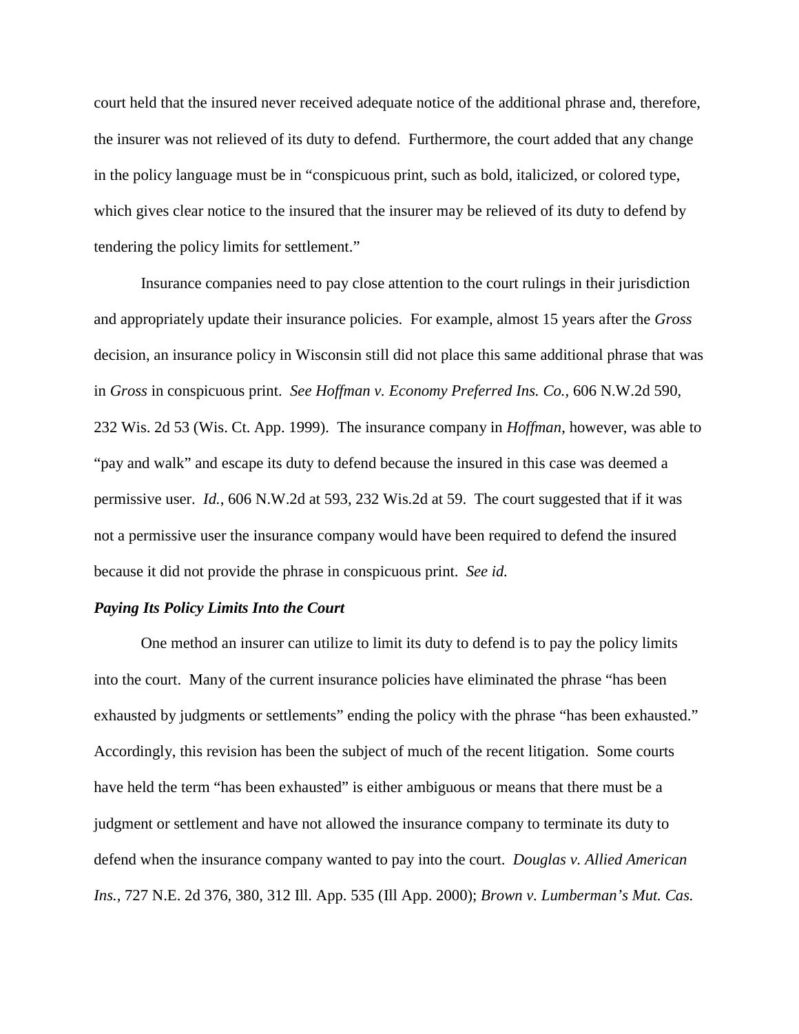court held that the insured never received adequate notice of the additional phrase and, therefore, the insurer was not relieved of its duty to defend. Furthermore, the court added that any change in the policy language must be in "conspicuous print, such as bold, italicized, or colored type, which gives clear notice to the insured that the insurer may be relieved of its duty to defend by tendering the policy limits for settlement."

Insurance companies need to pay close attention to the court rulings in their jurisdiction and appropriately update their insurance policies. For example, almost 15 years after the *Gross* decision, an insurance policy in Wisconsin still did not place this same additional phrase that was in *Gross* in conspicuous print. *See Hoffman v. Economy Preferred Ins. Co.*, 606 N.W.2d 590, 232 Wis. 2d 53 (Wis. Ct. App. 1999). The insurance company in *Hoffman*, however, was able to "pay and walk" and escape its duty to defend because the insured in this case was deemed a permissive user. *Id.*, 606 N.W.2d at 593, 232 Wis.2d at 59. The court suggested that if it was not a permissive user the insurance company would have been required to defend the insured because it did not provide the phrase in conspicuous print. *See id.*

### *Paying Its Policy Limits Into the Court*

One method an insurer can utilize to limit its duty to defend is to pay the policy limits into the court. Many of the current insurance policies have eliminated the phrase "has been exhausted by judgments or settlements" ending the policy with the phrase "has been exhausted." Accordingly, this revision has been the subject of much of the recent litigation. Some courts have held the term "has been exhausted" is either ambiguous or means that there must be a judgment or settlement and have not allowed the insurance company to terminate its duty to defend when the insurance company wanted to pay into the court. *Douglas v. Allied American Ins.*, 727 N.E. 2d 376, 380, 312 Ill. App. 535 (Ill App. 2000); *Brown v. Lumberman's Mut. Cas.*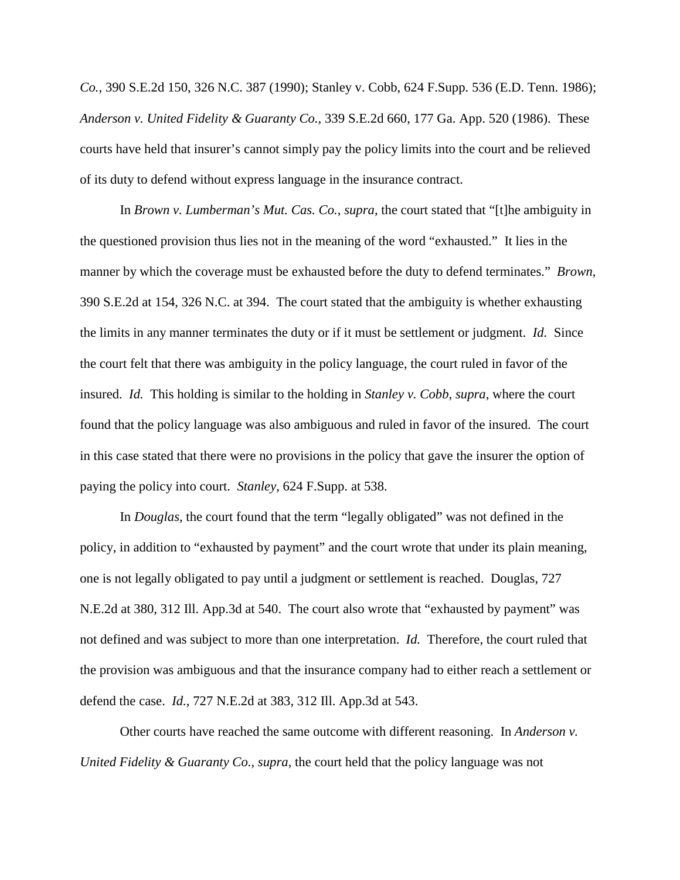*Co.*, 390 S.E.2d 150, 326 N.C. 387 (1990); Stanley v. Cobb, 624 F.Supp. 536 (E.D. Tenn. 1986); *Anderson v. United Fidelity & Guaranty Co.*, 339 S.E.2d 660, 177 Ga. App. 520 (1986). These courts have held that insurer's cannot simply pay the policy limits into the court and be relieved of its duty to defend without express language in the insurance contract.

In *Brown v. Lumberman's Mut. Cas. Co.*, *supra*, the court stated that "[t]he ambiguity in the questioned provision thus lies not in the meaning of the word "exhausted." It lies in the manner by which the coverage must be exhausted before the duty to defend terminates." *Brown*, 390 S.E.2d at 154, 326 N.C. at 394. The court stated that the ambiguity is whether exhausting the limits in any manner terminates the duty or if it must be settlement or judgment. *Id.* Since the court felt that there was ambiguity in the policy language, the court ruled in favor of the insured. *Id.* This holding is similar to the holding in *Stanley v. Cobb*, *supra*, where the court found that the policy language was also ambiguous and ruled in favor of the insured. The court in this case stated that there were no provisions in the policy that gave the insurer the option of paying the policy into court. *Stanley*, 624 F.Supp. at 538.

In *Douglas*, the court found that the term "legally obligated" was not defined in the policy, in addition to "exhausted by payment" and the court wrote that under its plain meaning, one is not legally obligated to pay until a judgment or settlement is reached. Douglas, 727 N.E.2d at 380, 312 Ill. App.3d at 540. The court also wrote that "exhausted by payment" was not defined and was subject to more than one interpretation. *Id.* Therefore, the court ruled that the provision was ambiguous and that the insurance company had to either reach a settlement or defend the case. *Id.*, 727 N.E.2d at 383, 312 Ill. App.3d at 543.

Other courts have reached the same outcome with different reasoning. In *Anderson v. United Fidelity & Guaranty Co.*, *supra*, the court held that the policy language was not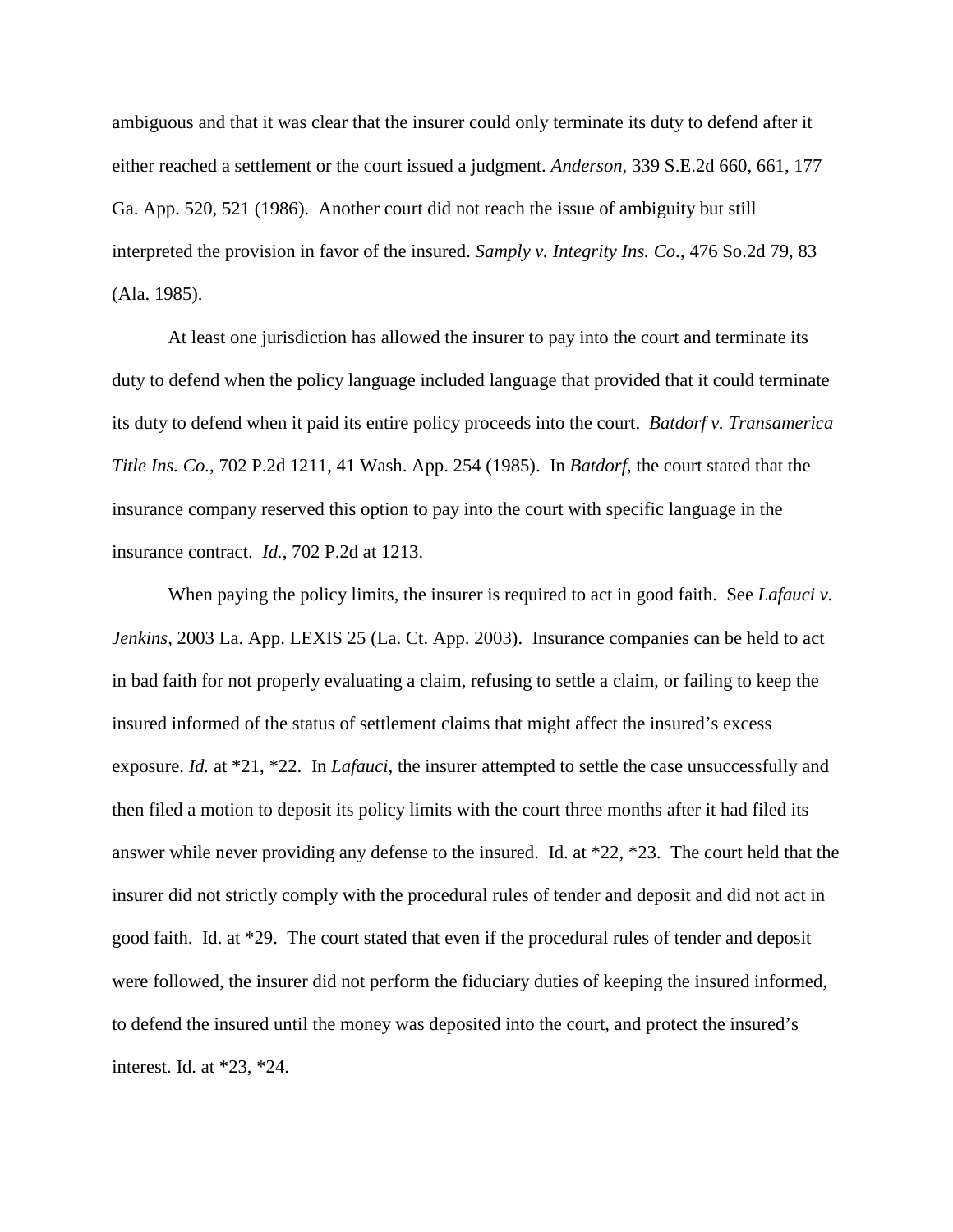ambiguous and that it was clear that the insurer could only terminate its duty to defend after it either reached a settlement or the court issued a judgment. *Anderson*, 339 S.E.2d 660, 661, 177 Ga. App. 520, 521 (1986). Another court did not reach the issue of ambiguity but still interpreted the provision in favor of the insured. *Samply v. Integrity Ins. Co.*, 476 So.2d 79, 83 (Ala. 1985).

At least one jurisdiction has allowed the insurer to pay into the court and terminate its duty to defend when the policy language included language that provided that it could terminate its duty to defend when it paid its entire policy proceeds into the court. *Batdorf v. Transamerica Title Ins. Co.*, 702 P.2d 1211, 41 Wash. App. 254 (1985). In *Batdorf*, the court stated that the insurance company reserved this option to pay into the court with specific language in the insurance contract. *Id.*, 702 P.2d at 1213.

When paying the policy limits, the insurer is required to act in good faith. See *Lafauci v. Jenkins*, 2003 La. App. LEXIS 25 (La. Ct. App. 2003). Insurance companies can be held to act in bad faith for not properly evaluating a claim, refusing to settle a claim, or failing to keep the insured informed of the status of settlement claims that might affect the insured's excess exposure. *Id.* at *21, *22. In *Lafauci*, the insurer attempted to settle the case unsuccessfully and then filed a motion to deposit its policy limits with the court three months after it had filed its answer while never providing any defense to the insured. Id. at *22, *23. The court held that the insurer did not strictly comply with the procedural rules of tender and deposit and did not act in good faith. Id. at *29. The court stated that even if the procedural rules of tender and deposit were followed, the insurer did not perform the fiduciary duties of keeping the insured informed, to defend the insured until the money was deposited into the court, and protect the insured's interest. Id. at *23, *24.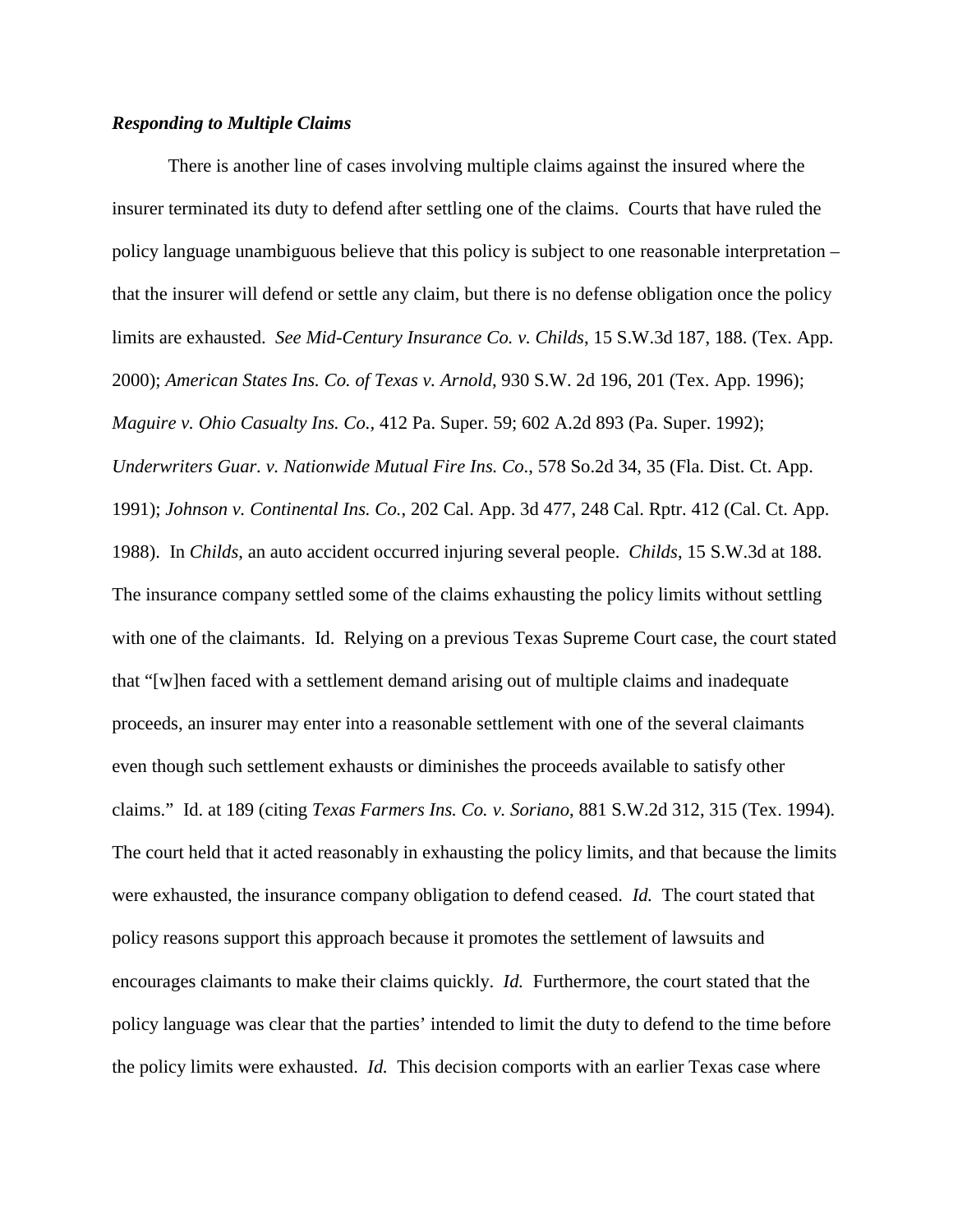***Responding to Multiple Claims***

There is another line of cases involving multiple claims against the insured where the insurer terminated its duty to defend after settling one of the claims. Courts that have ruled the policy language unambiguous believe that this policy is subject to one reasonable interpretation – that the insurer will defend or settle any claim, but there is no defense obligation once the policy limits are exhausted. *See Mid-Century Insurance Co. v. Childs*, 15 S.W.3d 187, 188. (Tex. App. 2000); *American States Ins. Co. of Texas v. Arnold*, 930 S.W. 2d 196, 201 (Tex. App. 1996); *Maguire v. Ohio Casualty Ins. Co.,* 412 Pa. Super. 59; 602 A.2d 893 (Pa. Super. 1992); *Underwriters Guar. v. Nationwide Mutual Fire Ins. Co*., 578 So.2d 34, 35 (Fla. Dist. Ct. App. 1991); *Johnson v. Continental Ins. Co.*, 202 Cal. App. 3d 477, 248 Cal. Rptr. 412 (Cal. Ct. App. 1988). In *Childs*, an auto accident occurred injuring several people. *Childs*, 15 S.W.3d at 188. The insurance company settled some of the claims exhausting the policy limits without settling with one of the claimants. Id. Relying on a previous Texas Supreme Court case, the court stated that "[w]hen faced with a settlement demand arising out of multiple claims and inadequate proceeds, an insurer may enter into a reasonable settlement with one of the several claimants even though such settlement exhausts or diminishes the proceeds available to satisfy other claims." Id. at 189 (citing *Texas Farmers Ins. Co. v. Soriano*, 881 S.W.2d 312, 315 (Tex. 1994). The court held that it acted reasonably in exhausting the policy limits, and that because the limits were exhausted, the insurance company obligation to defend ceased. *Id.* The court stated that policy reasons support this approach because it promotes the settlement of lawsuits and encourages claimants to make their claims quickly. *Id.* Furthermore, the court stated that the policy language was clear that the parties' intended to limit the duty to defend to the time before the policy limits were exhausted. *Id.* This decision comports with an earlier Texas case where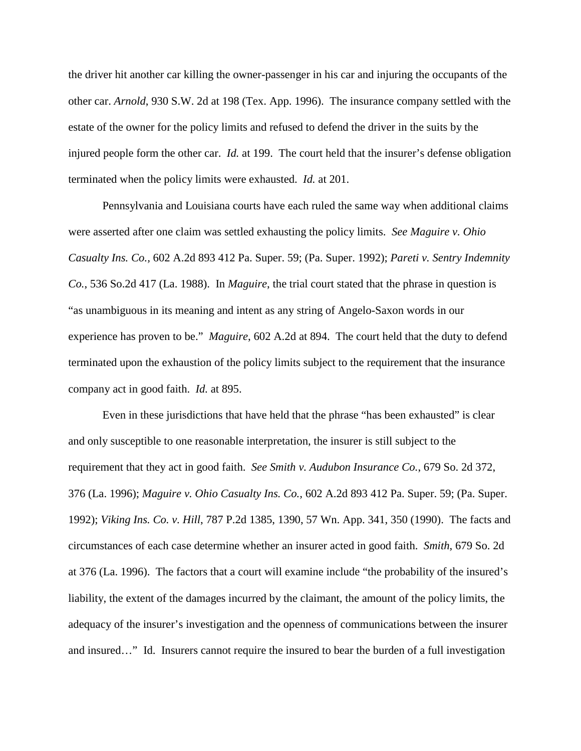the driver hit another car killing the owner-passenger in his car and injuring the occupants of the other car. *Arnold*, 930 S.W. 2d at 198 (Tex. App. 1996). The insurance company settled with the estate of the owner for the policy limits and refused to defend the driver in the suits by the injured people form the other car. *Id.* at 199. The court held that the insurer's defense obligation terminated when the policy limits were exhausted. *Id.* at 201.

Pennsylvania and Louisiana courts have each ruled the same way when additional claims were asserted after one claim was settled exhausting the policy limits. *See Maguire v. Ohio Casualty Ins. Co.*, 602 A.2d 893 412 Pa. Super. 59; (Pa. Super. 1992); *Pareti v. Sentry Indemnity Co.*, 536 So.2d 417 (La. 1988). In *Maguire*, the trial court stated that the phrase in question is "as unambiguous in its meaning and intent as any string of Angelo-Saxon words in our experience has proven to be." *Maguire*, 602 A.2d at 894. The court held that the duty to defend terminated upon the exhaustion of the policy limits subject to the requirement that the insurance company act in good faith. *Id.* at 895.

Even in these jurisdictions that have held that the phrase "has been exhausted" is clear and only susceptible to one reasonable interpretation, the insurer is still subject to the requirement that they act in good faith. *See Smith v. Audubon Insurance Co.*, 679 So. 2d 372, 376 (La. 1996); *Maguire v. Ohio Casualty Ins. Co.*, 602 A.2d 893 412 Pa. Super. 59; (Pa. Super. 1992); *Viking Ins. Co. v. Hill*, 787 P.2d 1385, 1390, 57 Wn. App. 341, 350 (1990). The facts and circumstances of each case determine whether an insurer acted in good faith. *Smith*, 679 So. 2d at 376 (La. 1996). The factors that a court will examine include "the probability of the insured's liability, the extent of the damages incurred by the claimant, the amount of the policy limits, the adequacy of the insurer's investigation and the openness of communications between the insurer and insured…" Id. Insurers cannot require the insured to bear the burden of a full investigation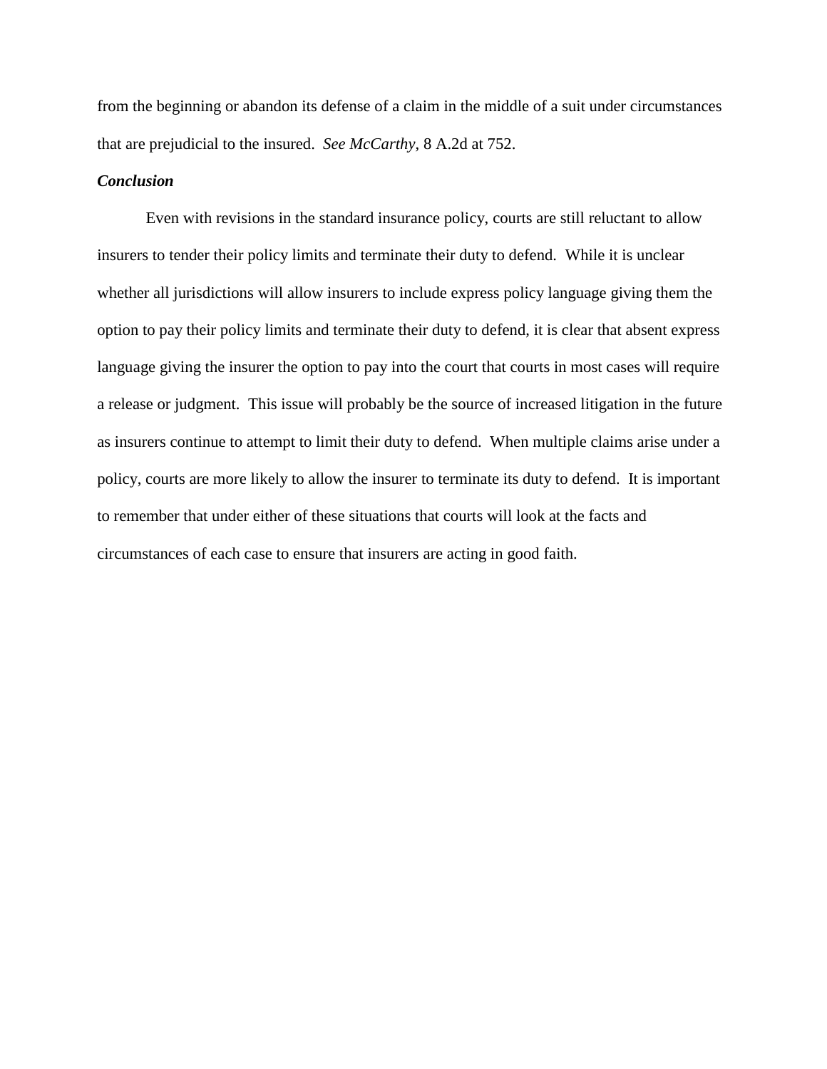from the beginning or abandon its defense of a claim in the middle of a suit under circumstances that are prejudicial to the insured. *See McCarthy*, 8 A.2d at 752.

***Conclusion***

Even with revisions in the standard insurance policy, courts are still reluctant to allow insurers to tender their policy limits and terminate their duty to defend. While it is unclear whether all jurisdictions will allow insurers to include express policy language giving them the option to pay their policy limits and terminate their duty to defend, it is clear that absent express language giving the insurer the option to pay into the court that courts in most cases will require a release or judgment. This issue will probably be the source of increased litigation in the future as insurers continue to attempt to limit their duty to defend. When multiple claims arise under a policy, courts are more likely to allow the insurer to terminate its duty to defend. It is important to remember that under either of these situations that courts will look at the facts and circumstances of each case to ensure that insurers are acting in good faith.